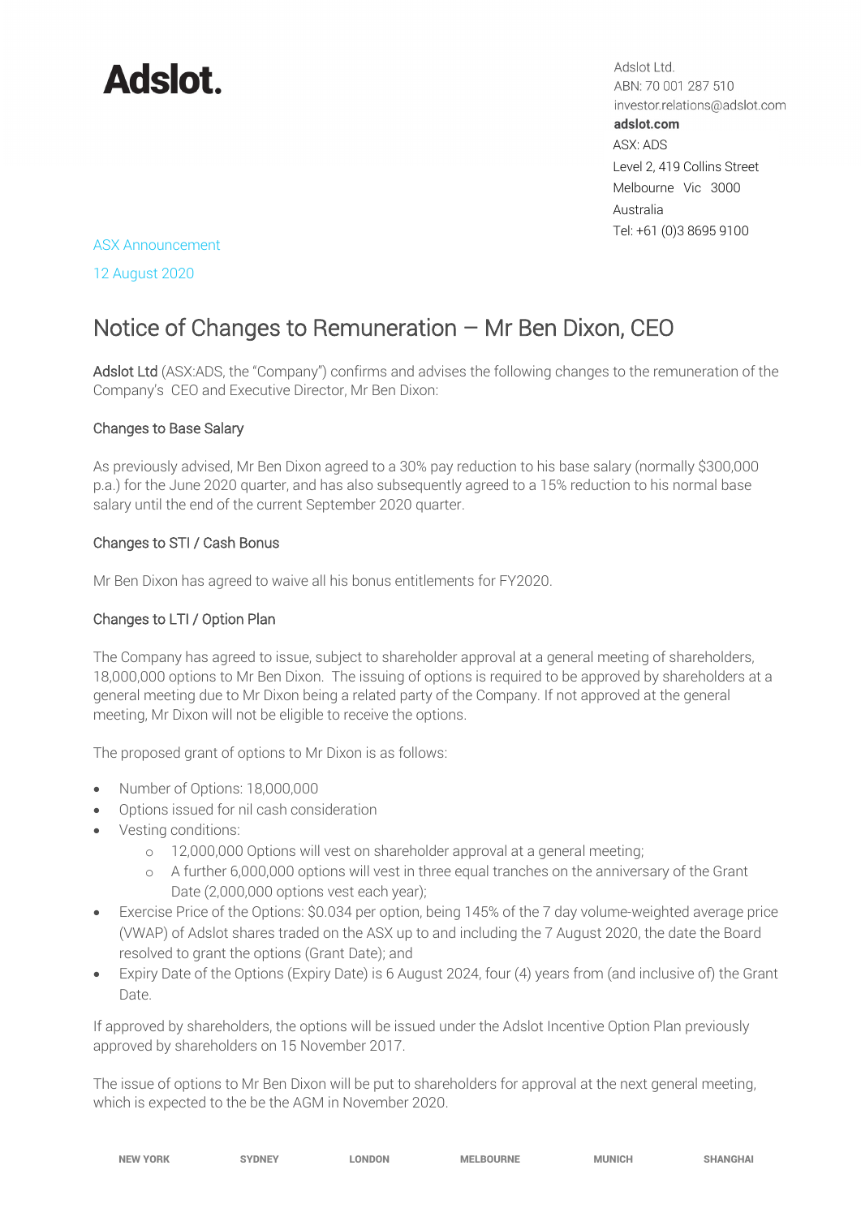**Adslot.**

Adslot Ltd.
ABN: 70 001 287 510
investor.relations@adslot.com
**adslot.com**
ASX: ADS
Level 2, 419 Collins Street
Melbourne Vic 3000
Australia
Tel: +61 (0)3 8695 9100

ASX Announcement

12 August 2020

# Notice of Changes to Remuneration – Mr Ben Dixon, CEO

**Adslot Ltd** (ASX:ADS, the "Company") confirms and advises the following changes to the remuneration of the Company's CEO and Executive Director, Mr Ben Dixon:

## Changes to Base Salary

As previously advised, Mr Ben Dixon agreed to a 30% pay reduction to his base salary (normally $300,000 p.a.) for the June 2020 quarter, and has also subsequently agreed to a 15% reduction to his normal base salary until the end of the current September 2020 quarter.

## Changes to STI / Cash Bonus

Mr Ben Dixon has agreed to waive all his bonus entitlements for FY2020.

## Changes to LTI / Option Plan

The Company has agreed to issue, subject to shareholder approval at a general meeting of shareholders, 18,000,000 options to Mr Ben Dixon. The issuing of options is required to be approved by shareholders at a general meeting due to Mr Dixon being a related party of the Company. If not approved at the general meeting, Mr Dixon will not be eligible to receive the options.

The proposed grant of options to Mr Dixon is as follows:

- Number of Options: 18,000,000
- Options issued for nil cash consideration
- Vesting conditions:
  - 12,000,000 Options will vest on shareholder approval at a general meeting;
  - A further 6,000,000 options will vest in three equal tranches on the anniversary of the Grant Date (2,000,000 options vest each year);
- Exercise Price of the Options: $0.034 per option, being 145% of the 7 day volume-weighted average price (VWAP) of Adslot shares traded on the ASX up to and including the 7 August 2020, the date the Board resolved to grant the options (Grant Date); and
- Expiry Date of the Options (Expiry Date) is 6 August 2024, four (4) years from (and inclusive of) the Grant Date.

If approved by shareholders, the options will be issued under the Adslot Incentive Option Plan previously approved by shareholders on 15 November 2017.

The issue of options to Mr Ben Dixon will be put to shareholders for approval at the next general meeting, which is expected to the be the AGM in November 2020.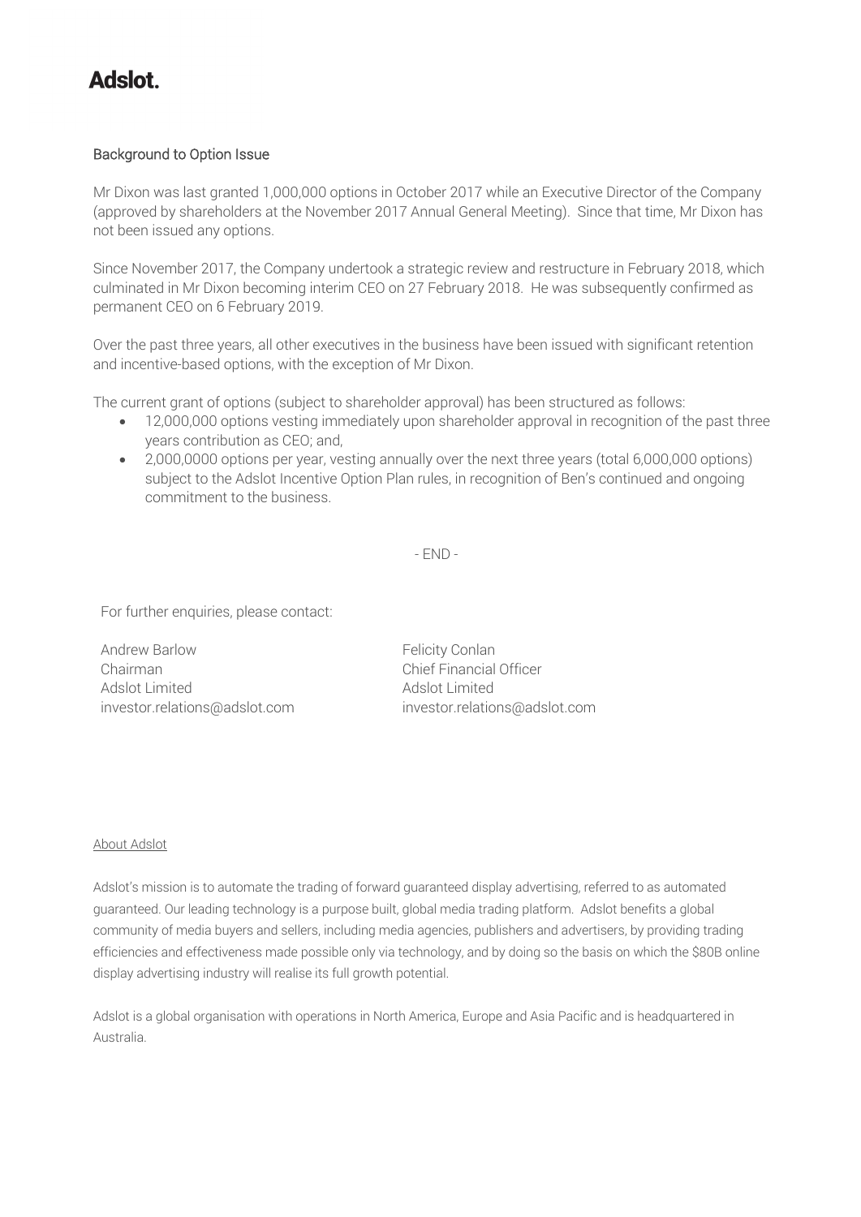# Adslot.

## Background to Option Issue

Mr Dixon was last granted 1,000,000 options in October 2017 while an Executive Director of the Company (approved by shareholders at the November 2017 Annual General Meeting). Since that time, Mr Dixon has not been issued any options.

Since November 2017, the Company undertook a strategic review and restructure in February 2018, which culminated in Mr Dixon becoming interim CEO on 27 February 2018. He was subsequently confirmed as permanent CEO on 6 February 2019.

Over the past three years, all other executives in the business have been issued with significant retention and incentive-based options, with the exception of Mr Dixon.

The current grant of options (subject to shareholder approval) has been structured as follows:

- 12,000,000 options vesting immediately upon shareholder approval in recognition of the past three years contribution as CEO; and,
- 2,000,0000 options per year, vesting annually over the next three years (total 6,000,000 options) subject to the Adslot Incentive Option Plan rules, in recognition of Ben's continued and ongoing commitment to the business.

\- END -

For further enquiries, please contact:

Andrew Barlow
Chairman
Adslot Limited
investor.relations@adslot.com

Felicity Conlan
Chief Financial Officer
Adslot Limited
investor.relations@adslot.com

About Adslot

Adslot's mission is to automate the trading of forward guaranteed display advertising, referred to as automated guaranteed. Our leading technology is a purpose built, global media trading platform. Adslot benefits a global community of media buyers and sellers, including media agencies, publishers and advertisers, by providing trading efficiencies and effectiveness made possible only via technology, and by doing so the basis on which the $80B online display advertising industry will realise its full growth potential.

Adslot is a global organisation with operations in North America, Europe and Asia Pacific and is headquartered in Australia.